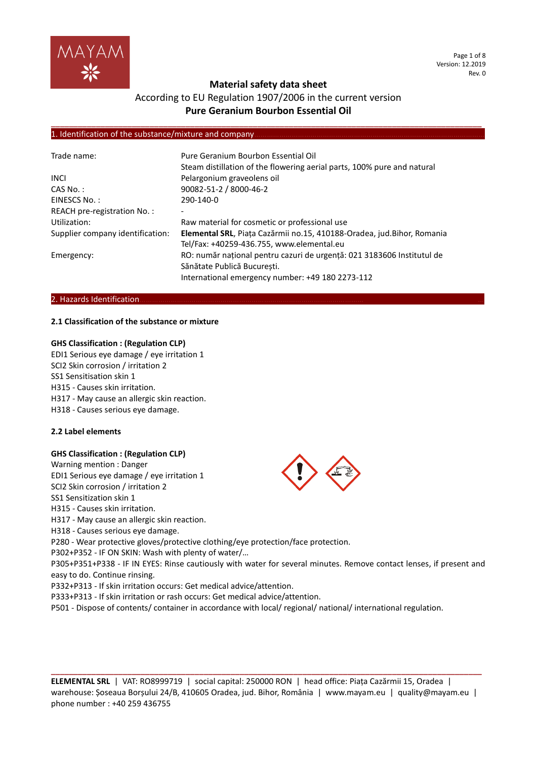# Material safety data sheet

According to EU Regulation 1907/2006 in the current version

**Pure Geranium Bourbon Essential Oil**

## 1. Identification of the substance/mixture and company

| | |
|---|---|
| Trade name: | Pure Geranium Bourbon Essential Oil<br>Steam distillation of the flowering aerial parts, 100% pure and natural |
| INCI | Pelargonium graveolens oil |
| CAS No. : | 90082-51-2 / 8000-46-2 |
| EINESCS No. : | 290-140-0 |
| REACH pre-registration No. : | - |
| Utilization: | Raw material for cosmetic or professional use |
| Supplier company identification: | **Elemental SRL**, Piața Cazărmii no.15, 410188-Oradea, jud.Bihor, Romania<br>Tel/Fax: +40259-436.755, www.elemental.eu |
| Emergency: | RO: număr național pentru cazuri de urgență: 021 3183606 Institutul de Sănătate Publică București.<br>International emergency number: +49 180 2273-112 |

## 2. Hazards Identification

### 2.1 Classification of the substance or mixture

**GHS Classification : (Regulation CLP)**

EDI1 Serious eye damage / eye irritation 1
SCI2 Skin corrosion / irritation 2
SS1 Sensitisation skin 1
H315 - Causes skin irritation.
H317 - May cause an allergic skin reaction.
H318 - Causes serious eye damage.

### 2.2 Label elements

**GHS Classification : (Regulation CLP)**

Warning mention : Danger
EDI1 Serious eye damage / eye irritation 1
SCI2 Skin corrosion / irritation 2
SS1 Sensitization skin 1
H315 - Causes skin irritation.
H317 - May cause an allergic skin reaction.
H318 - Causes serious eye damage.
P280 - Wear protective gloves/protective clothing/eye protection/face protection.
P302+P352 - IF ON SKIN: Wash with plenty of water/…
P305+P351+P338 - IF IN EYES: Rinse cautiously with water for several minutes. Remove contact lenses, if present and easy to do. Continue rinsing.
P332+P313 - If skin irritation occurs: Get medical advice/attention.
P333+P313 - If skin irritation or rash occurs: Get medical advice/attention.
P501 - Dispose of contents/ container in accordance with local/ regional/ national/ international regulation.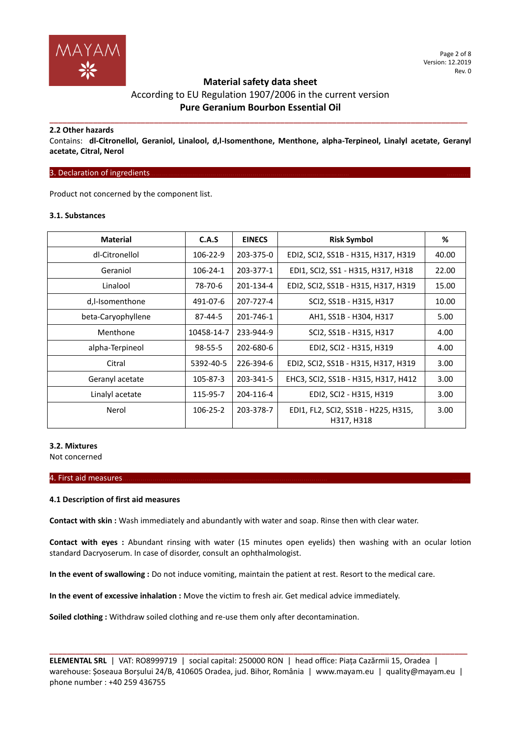### 2.2 Other hazards

Contains: **dl-Citronellol, Geraniol, Linalool, d,l-Isomenthone, Menthone, alpha-Terpineol, Linalyl acetate, Geranyl acetate, Citral, Nerol**

## 3. Declaration of ingredients

Product not concerned by the component list.

### 3.1. Substances

| Material | C.A.S | EINECS | Risk Symbol | % |
|---|---|---|---|---|
| dl-Citronellol | 106-22-9 | 203-375-0 | EDI2, SCI2, SS1B - H315, H317, H319 | 40.00 |
| Geraniol | 106-24-1 | 203-377-1 | EDI1, SCI2, SS1 - H315, H317, H318 | 22.00 |
| Linalool | 78-70-6 | 201-134-4 | EDI2, SCI2, SS1B - H315, H317, H319 | 15.00 |
| d,l-Isomenthone | 491-07-6 | 207-727-4 | SCI2, SS1B - H315, H317 | 10.00 |
| beta-Caryophyllene | 87-44-5 | 201-746-1 | AH1, SS1B - H304, H317 | 5.00 |
| Menthone | 10458-14-7 | 233-944-9 | SCI2, SS1B - H315, H317 | 4.00 |
| alpha-Terpineol | 98-55-5 | 202-680-6 | EDI2, SCI2 - H315, H319 | 4.00 |
| Citral | 5392-40-5 | 226-394-6 | EDI2, SCI2, SS1B - H315, H317, H319 | 3.00 |
| Geranyl acetate | 105-87-3 | 203-341-5 | EHC3, SCI2, SS1B - H315, H317, H412 | 3.00 |
| Linalyl acetate | 115-95-7 | 204-116-4 | EDI2, SCI2 - H315, H319 | 3.00 |
| Nerol | 106-25-2 | 203-378-7 | EDI1, FL2, SCI2, SS1B - H225, H315, H317, H318 | 3.00 |

### 3.2. Mixtures

Not concerned

## 4. First aid measures

### 4.1 Description of first aid measures

**Contact with skin :** Wash immediately and abundantly with water and soap. Rinse then with clear water.

**Contact with eyes :** Abundant rinsing with water (15 minutes open eyelids) then washing with an ocular lotion standard Dacryoserum. In case of disorder, consult an ophthalmologist.

**In the event of swallowing :** Do not induce vomiting, maintain the patient at rest. Resort to the medical care.

**In the event of excessive inhalation :** Move the victim to fresh air. Get medical advice immediately.

**Soiled clothing :** Withdraw soiled clothing and re-use them only after decontamination.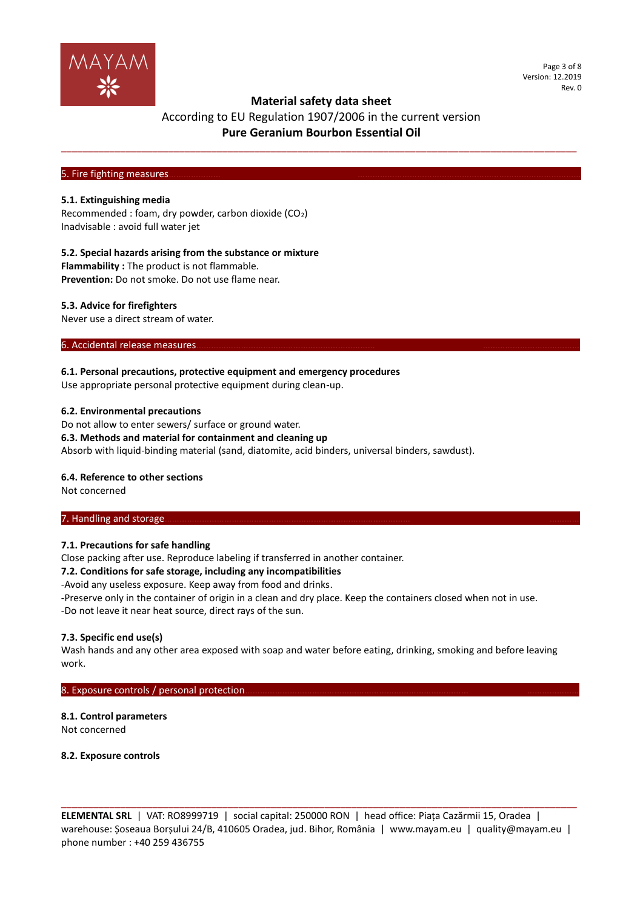## 5. Fire fighting measures

### 5.1. Extinguishing media

Recommended : foam, dry powder, carbon dioxide ($CO_2$)
Inadvisable : avoid full water jet

### 5.2. Special hazards arising from the substance or mixture

**Flammability :** The product is not flammable.
**Prevention:** Do not smoke. Do not use flame near.

### 5.3. Advice for firefighters

Never use a direct stream of water.

## 6. Accidental release measures

### 6.1. Personal precautions, protective equipment and emergency procedures

Use appropriate personal protective equipment during clean-up.

### 6.2. Environmental precautions

Do not allow to enter sewers/ surface or ground water.

### 6.3. Methods and material for containment and cleaning up

Absorb with liquid-binding material (sand, diatomite, acid binders, universal binders, sawdust).

### 6.4. Reference to other sections

Not concerned

## 7. Handling and storage

### 7.1. Precautions for safe handling

Close packing after use. Reproduce labeling if transferred in another container.

### 7.2. Conditions for safe storage, including any incompatibilities

-Avoid any useless exposure. Keep away from food and drinks.
-Preserve only in the container of origin in a clean and dry place. Keep the containers closed when not in use.
-Do not leave it near heat source, direct rays of the sun.

### 7.3. Specific end use(s)

Wash hands and any other area exposed with soap and water before eating, drinking, smoking and before leaving work.

## 8. Exposure controls / personal protection

### 8.1. Control parameters

Not concerned

### 8.2. Exposure controls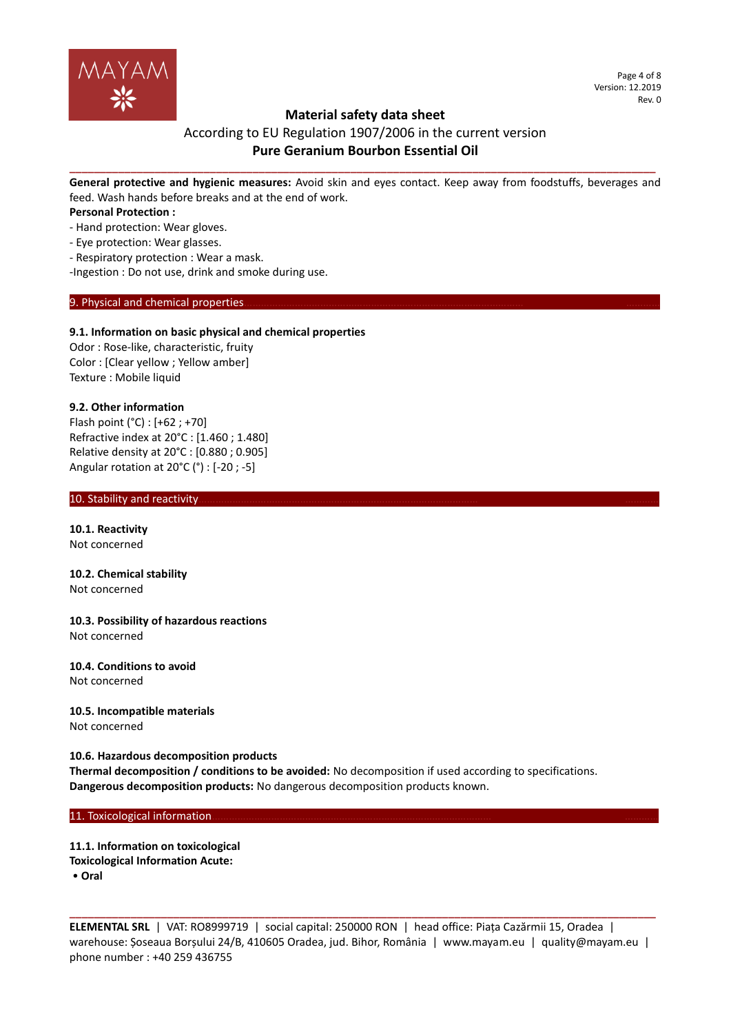**General protective and hygienic measures:** Avoid skin and eyes contact. Keep away from foodstuffs, beverages and feed. Wash hands before breaks and at the end of work.

**Personal Protection :**

- Hand protection: Wear gloves.
- Eye protection: Wear glasses.
- Respiratory protection : Wear a mask.

-Ingestion : Do not use, drink and smoke during use.

## 9. Physical and chemical properties

### 9.1. Information on basic physical and chemical properties

Odor : Rose-like, characteristic, fruity
Color : [Clear yellow ; Yellow amber]
Texture : Mobile liquid

### 9.2. Other information

Flash point (°C) : [+62 ; +70]
Refractive index at 20°C : [1.460 ; 1.480]
Relative density at 20°C : [0.880 ; 0.905]
Angular rotation at 20°C (°) : [-20 ; -5]

## 10. Stability and reactivity

### 10.1. Reactivity

Not concerned

### 10.2. Chemical stability

Not concerned

### 10.3. Possibility of hazardous reactions

Not concerned

### 10.4. Conditions to avoid

Not concerned

### 10.5. Incompatible materials

Not concerned

### 10.6. Hazardous decomposition products

**Thermal decomposition / conditions to be avoided:** No decomposition if used according to specifications.
**Dangerous decomposition products:** No dangerous decomposition products known.

## 11. Toxicological information

### 11.1. Information on toxicological

**Toxicological Information Acute:**

- **Oral**

**ELEMENTAL SRL** | VAT: RO8999719 | social capital: 250000 RON | head office: Piața Cazărmii 15, Oradea | warehouse: Șoseaua Borșului 24/B, 410605 Oradea, jud. Bihor, România | www.mayam.eu | quality@mayam.eu | phone number : +40 259 436755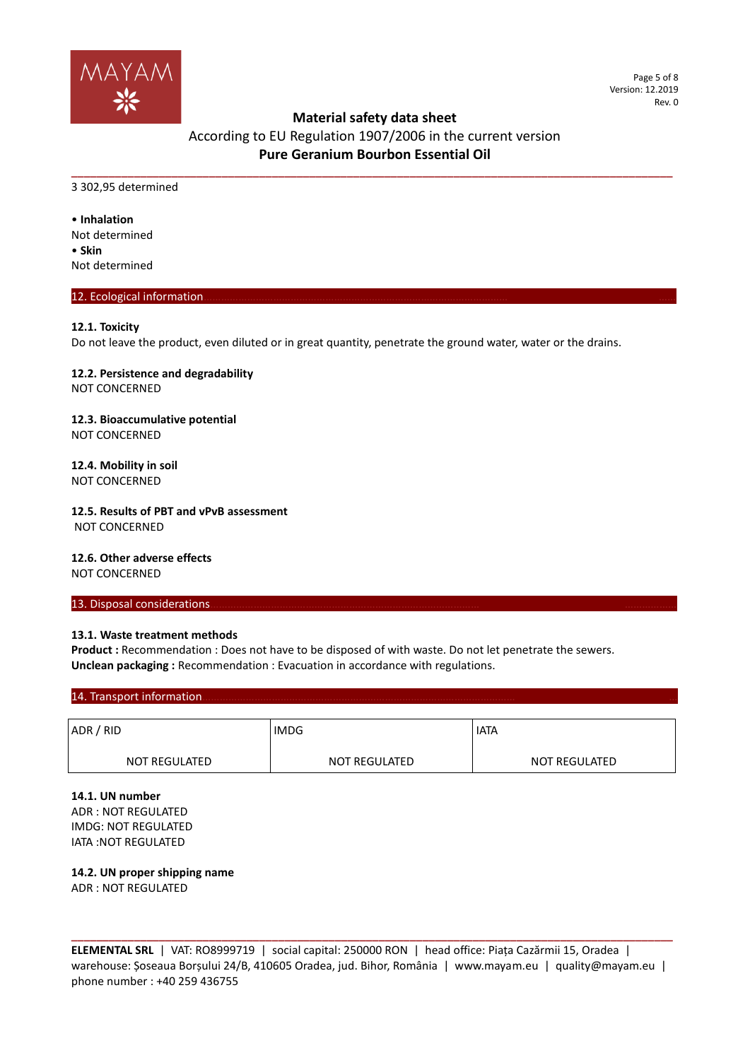3 302,95 determined

• **Inhalation**
Not determined
• **Skin**
Not determined

## 12. Ecological information

### 12.1. Toxicity
Do not leave the product, even diluted or in great quantity, penetrate the ground water, water or the drains.

### 12.2. Persistence and degradability
NOT CONCERNED

### 12.3. Bioaccumulative potential
NOT CONCERNED

### 12.4. Mobility in soil
NOT CONCERNED

### 12.5. Results of PBT and vPvB assessment
NOT CONCERNED

### 12.6. Other adverse effects
NOT CONCERNED

## 13. Disposal considerations

### 13.1. Waste treatment methods
**Product :** Recommendation : Does not have to be disposed of with waste. Do not let penetrate the sewers.
**Unclean packaging :** Recommendation : Evacuation in accordance with regulations.

## 14. Transport information

| ADR / RID | IMDG | IATA |
|---|---|---|
| NOT REGULATED | NOT REGULATED | NOT REGULATED |

### 14.1. UN number
ADR : NOT REGULATED
IMDG: NOT REGULATED
IATA :NOT REGULATED

### 14.2. UN proper shipping name
ADR : NOT REGULATED

**ELEMENTAL SRL** | VAT: RO8999719 | social capital: 250000 RON | head office: Piața Cazărmii 15, Oradea | warehouse: Șoseaua Borșului 24/B, 410605 Oradea, jud. Bihor, România | www.mayam.eu | quality@mayam.eu | phone number : +40 259 436755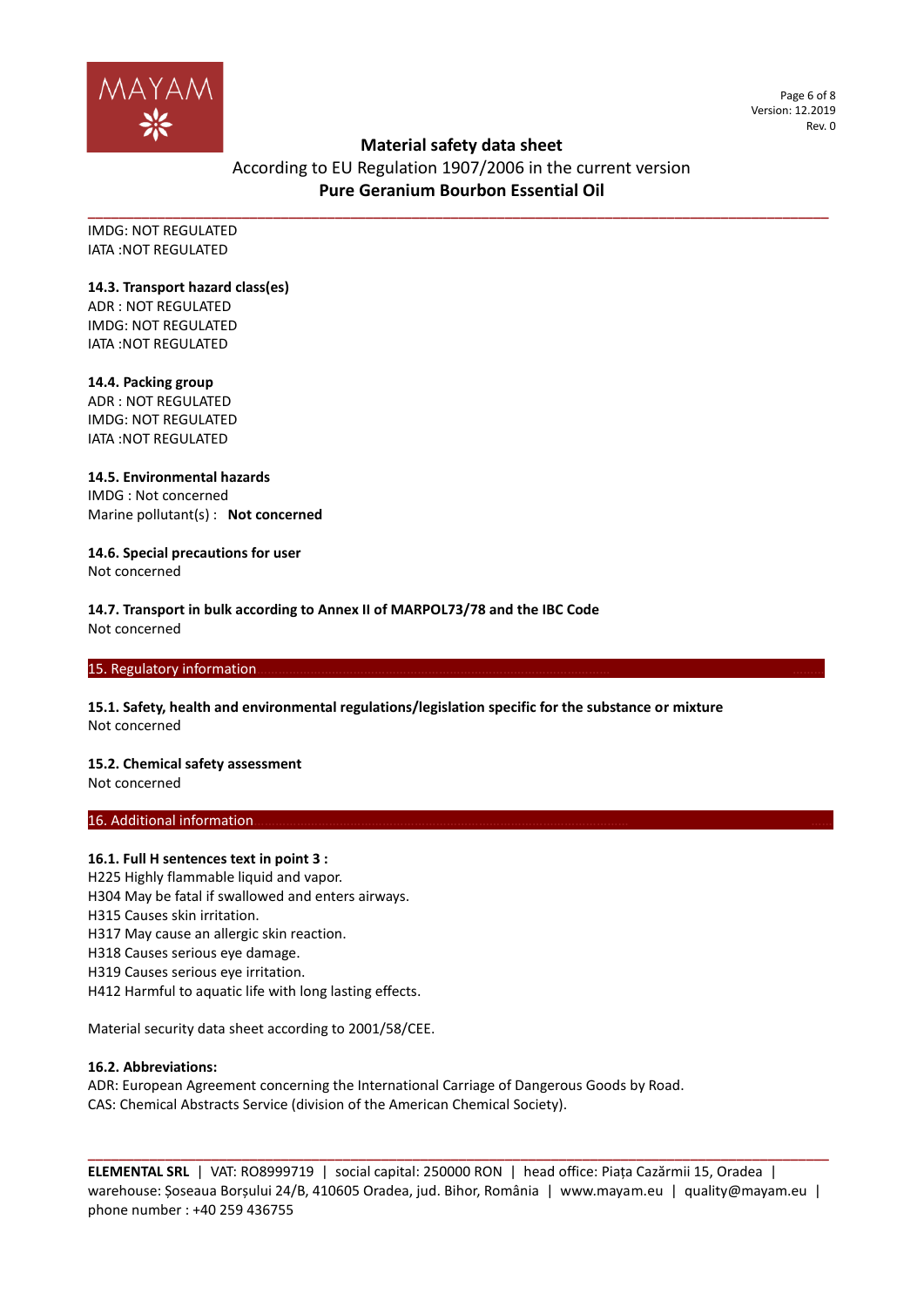IMDG: NOT REGULATED
IATA :NOT REGULATED

**14.3. Transport hazard class(es)**
ADR : NOT REGULATED
IMDG: NOT REGULATED
IATA :NOT REGULATED

**14.4. Packing group**
ADR : NOT REGULATED
IMDG: NOT REGULATED
IATA :NOT REGULATED

**14.5. Environmental hazards**
IMDG : Not concerned
Marine pollutant(s) : **Not concerned**

**14.6. Special precautions for user**
Not concerned

**14.7. Transport in bulk according to Annex II of MARPOL73/78 and the IBC Code**
Not concerned

## 15. Regulatory information

**15.1. Safety, health and environmental regulations/legislation specific for the substance or mixture**
Not concerned

**15.2. Chemical safety assessment**
Not concerned

## 16. Additional information

**16.1. Full H sentences text in point 3 :**
H225 Highly flammable liquid and vapor.
H304 May be fatal if swallowed and enters airways.
H315 Causes skin irritation.
H317 May cause an allergic skin reaction.
H318 Causes serious eye damage.
H319 Causes serious eye irritation.
H412 Harmful to aquatic life with long lasting effects.

Material security data sheet according to 2001/58/CEE.

**16.2. Abbreviations:**
ADR: European Agreement concerning the International Carriage of Dangerous Goods by Road.
CAS: Chemical Abstracts Service (division of the American Chemical Society).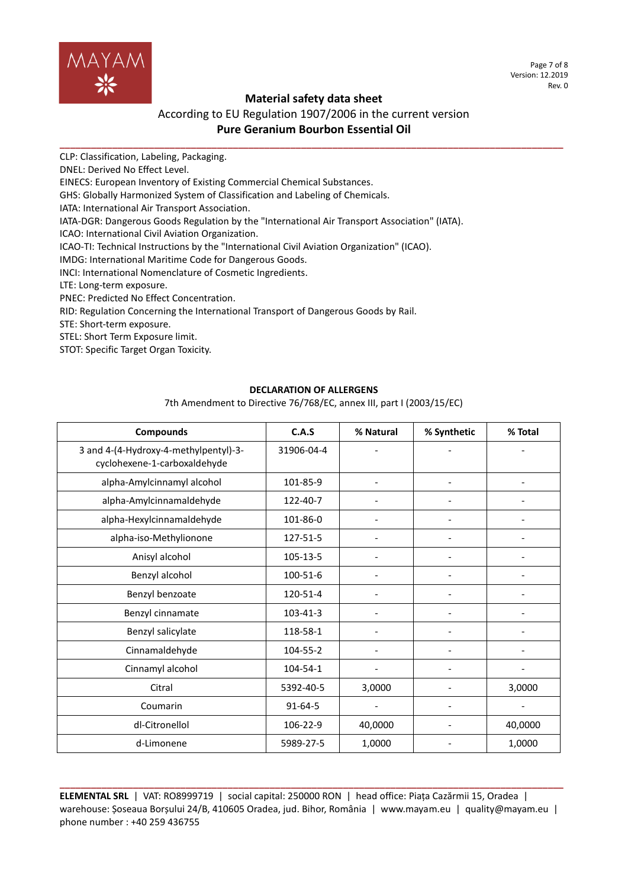CLP: Classification, Labeling, Packaging.
DNEL: Derived No Effect Level.
EINECS: European Inventory of Existing Commercial Chemical Substances.
GHS: Globally Harmonized System of Classification and Labeling of Chemicals.
IATA: International Air Transport Association.
IATA-DGR: Dangerous Goods Regulation by the "International Air Transport Association" (IATA).
ICAO: International Civil Aviation Organization.
ICAO-TI: Technical Instructions by the "International Civil Aviation Organization" (ICAO).
IMDG: International Maritime Code for Dangerous Goods.
INCI: International Nomenclature of Cosmetic Ingredients.
LTE: Long-term exposure.
PNEC: Predicted No Effect Concentration.
RID: Regulation Concerning the International Transport of Dangerous Goods by Rail.
STE: Short-term exposure.
STEL: Short Term Exposure limit.
STOT: Specific Target Organ Toxicity.

**DECLARATION OF ALLERGENS**

7th Amendment to Directive 76/768/EC, annex III, part I (2003/15/EC)

| Compounds | C.A.S | % Natural | % Synthetic | % Total |
|---|---|---|---|---|
| 3 and 4-(4-Hydroxy-4-methylpentyl)-3-cyclohexene-1-carboxaldehyde | 31906-04-4 | - | - | - |
| alpha-Amylcinnamyl alcohol | 101-85-9 | - | - | - |
| alpha-Amylcinnamaldehyde | 122-40-7 | - | - | - |
| alpha-Hexylcinnamaldehyde | 101-86-0 | - | - | - |
| alpha-iso-Methylionone | 127-51-5 | - | - | - |
| Anisyl alcohol | 105-13-5 | - | - | - |
| Benzyl alcohol | 100-51-6 | - | - | - |
| Benzyl benzoate | 120-51-4 | - | - | - |
| Benzyl cinnamate | 103-41-3 | - | - | - |
| Benzyl salicylate | 118-58-1 | - | - | - |
| Cinnamaldehyde | 104-55-2 | - | - | - |
| Cinnamyl alcohol | 104-54-1 | - | - | - |
| Citral | 5392-40-5 | 3,0000 | - | 3,0000 |
| Coumarin | 91-64-5 | - | - | - |
| dl-Citronellol | 106-22-9 | 40,0000 | - | 40,0000 |
| d-Limonene | 5989-27-5 | 1,0000 | - | 1,0000 |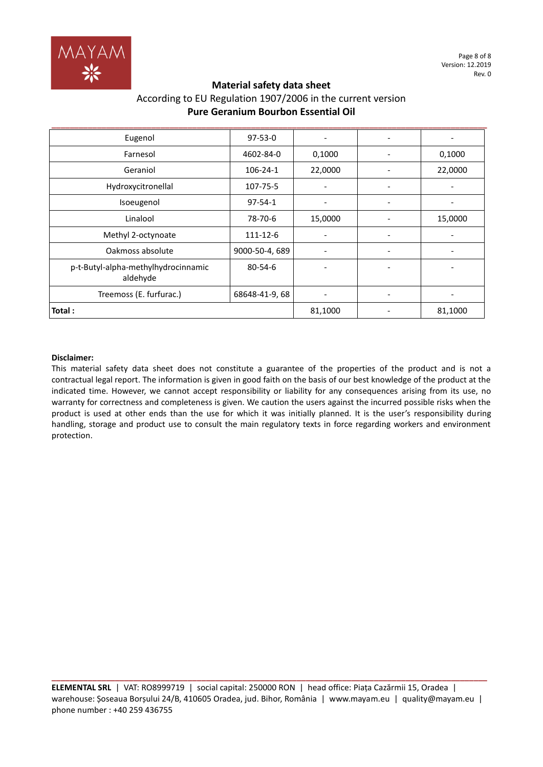| | | | | |
|---|---|---|---|---|
| Eugenol | 97-53-0 | - | - | - |
| Farnesol | 4602-84-0 | 0,1000 | - | 0,1000 |
| Geraniol | 106-24-1 | 22,0000 | - | 22,0000 |
| Hydroxycitronellal | 107-75-5 | - | - | - |
| Isoeugenol | 97-54-1 | - | - | - |
| Linalool | 78-70-6 | 15,0000 | - | 15,0000 |
| Methyl 2-octynoate | 111-12-6 | - | - | - |
| Oakmoss absolute | 9000-50-4, 689 | - | - | - |
| p-t-Butyl-alpha-methylhydrocinnamic aldehyde | 80-54-6 | - | - | - |
| Treemoss (E. furfurac.) | 68648-41-9, 68 | - | - | - |
| **Total :** | | 81,1000 | - | 81,1000 |

**Disclaimer:**
This material safety data sheet does not constitute a guarantee of the properties of the product and is not a contractual legal report. The information is given in good faith on the basis of our best knowledge of the product at the indicated time. However, we cannot accept responsibility or liability for any consequences arising from its use, no warranty for correctness and completeness is given. We caution the users against the incurred possible risks when the product is used at other ends than the use for which it was initially planned. It is the user's responsibility during handling, storage and product use to consult the main regulatory texts in force regarding workers and environment protection.